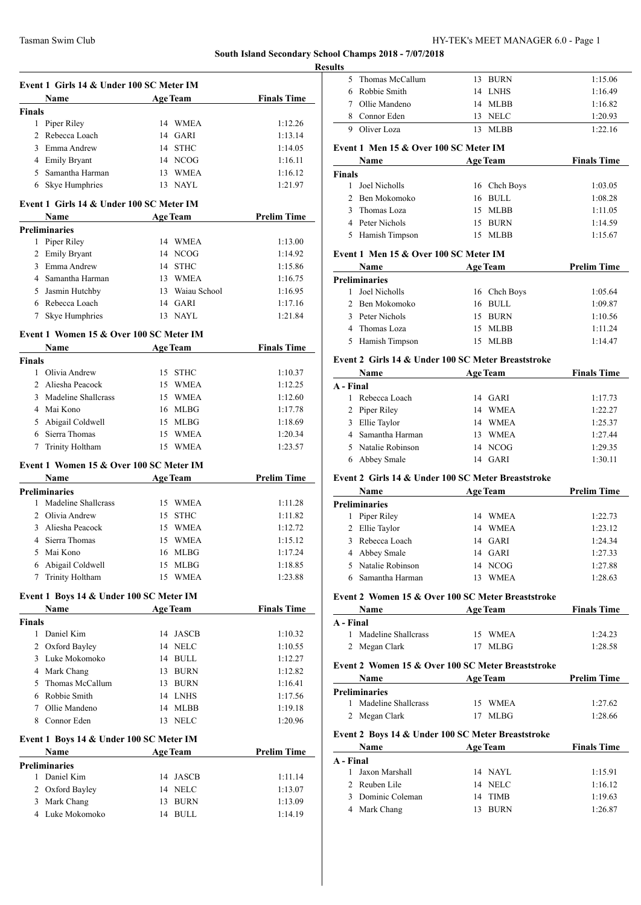# South Island Secondary School Champs 2018 - 7/07/2018

## Results

### Event 1 Girls 14 & Under 100 SC Meter IM

| | Name | Age | Team | Finals Time |
|---|---|---|---|---|
| **Finals** | | | | |
| 1 | Piper Riley | 14 | WMEA | 1:12.26 |
| 2 | Rebecca Loach | 14 | GARI | 1:13.14 |
| 3 | Emma Andrew | 14 | STHC | 1:14.05 |
| 4 | Emily Bryant | 14 | NCOG | 1:16.11 |
| 5 | Samantha Harman | 13 | WMEA | 1:16.12 |
| 6 | Skye Humphries | 13 | NAYL | 1:21.97 |

### Event 1 Girls 14 & Under 100 SC Meter IM

| | Name | Age | Team | Prelim Time |
|---|---|---|---|---|
| **Preliminaries** | | | | |
| 1 | Piper Riley | 14 | WMEA | 1:13.00 |
| 2 | Emily Bryant | 14 | NCOG | 1:14.92 |
| 3 | Emma Andrew | 14 | STHC | 1:15.86 |
| 4 | Samantha Harman | 13 | WMEA | 1:16.75 |
| 5 | Jasmin Hutchby | 13 | Waiau School | 1:16.95 |
| 6 | Rebecca Loach | 14 | GARI | 1:17.16 |
| 7 | Skye Humphries | 13 | NAYL | 1:21.84 |

### Event 1 Women 15 & Over 100 SC Meter IM

| | Name | Age | Team | Finals Time |
|---|---|---|---|---|
| **Finals** | | | | |
| 1 | Olivia Andrew | 15 | STHC | 1:10.37 |
| 2 | Aliesha Peacock | 15 | WMEA | 1:12.25 |
| 3 | Madeline Shallcrass | 15 | WMEA | 1:12.60 |
| 4 | Mai Kono | 16 | MLBG | 1:17.78 |
| 5 | Abigail Coldwell | 15 | MLBG | 1:18.69 |
| 6 | Sierra Thomas | 15 | WMEA | 1:20.34 |
| 7 | Trinity Holtham | 15 | WMEA | 1:23.57 |

### Event 1 Women 15 & Over 100 SC Meter IM

| | Name | Age | Team | Prelim Time |
|---|---|---|---|---|
| **Preliminaries** | | | | |
| 1 | Madeline Shallcrass | 15 | WMEA | 1:11.28 |
| 2 | Olivia Andrew | 15 | STHC | 1:11.82 |
| 3 | Aliesha Peacock | 15 | WMEA | 1:12.72 |
| 4 | Sierra Thomas | 15 | WMEA | 1:15.12 |
| 5 | Mai Kono | 16 | MLBG | 1:17.24 |
| 6 | Abigail Coldwell | 15 | MLBG | 1:18.85 |
| 7 | Trinity Holtham | 15 | WMEA | 1:23.88 |

### Event 1 Boys 14 & Under 100 SC Meter IM

| | Name | Age | Team | Finals Time |
|---|---|---|---|---|
| **Finals** | | | | |
| 1 | Daniel Kim | 14 | JASCB | 1:10.32 |
| 2 | Oxford Bayley | 14 | NELC | 1:10.55 |
| 3 | Luke Mokomoko | 14 | BULL | 1:12.27 |
| 4 | Mark Chang | 13 | BURN | 1:12.82 |
| 5 | Thomas McCallum | 13 | BURN | 1:16.41 |
| 6 | Robbie Smith | 14 | LNHS | 1:17.56 |
| 7 | Ollie Mandeno | 14 | MLBB | 1:19.18 |
| 8 | Connor Eden | 13 | NELC | 1:20.96 |

### Event 1 Boys 14 & Under 100 SC Meter IM

| | Name | Age | Team | Prelim Time |
|---|---|---|---|---|
| **Preliminaries** | | | | |
| 1 | Daniel Kim | 14 | JASCB | 1:11.14 |
| 2 | Oxford Bayley | 14 | NELC | 1:13.07 |
| 3 | Mark Chang | 13 | BURN | 1:13.09 |
| 4 | Luke Mokomoko | 14 | BULL | 1:14.19 |
| 5 | Thomas McCallum | 13 | BURN | 1:15.06 |
| 6 | Robbie Smith | 14 | LNHS | 1:16.49 |
| 7 | Ollie Mandeno | 14 | MLBB | 1:16.82 |
| 8 | Connor Eden | 13 | NELC | 1:20.93 |
| 9 | Oliver Loza | 13 | MLBB | 1:22.16 |

### Event 1 Men 15 & Over 100 SC Meter IM

| | Name | Age | Team | Finals Time |
|---|---|---|---|---|
| **Finals** | | | | |
| 1 | Joel Nicholls | 16 | Chch Boys | 1:03.05 |
| 2 | Ben Mokomoko | 16 | BULL | 1:08.28 |
| 3 | Thomas Loza | 15 | MLBB | 1:11.05 |
| 4 | Peter Nichols | 15 | BURN | 1:14.59 |
| 5 | Hamish Timpson | 15 | MLBB | 1:15.67 |

### Event 1 Men 15 & Over 100 SC Meter IM

| | Name | Age | Team | Prelim Time |
|---|---|---|---|---|
| **Preliminaries** | | | | |
| 1 | Joel Nicholls | 16 | Chch Boys | 1:05.64 |
| 2 | Ben Mokomoko | 16 | BULL | 1:09.87 |
| 3 | Peter Nichols | 15 | BURN | 1:10.56 |
| 4 | Thomas Loza | 15 | MLBB | 1:11.24 |
| 5 | Hamish Timpson | 15 | MLBB | 1:14.47 |

### Event 2 Girls 14 & Under 100 SC Meter Breaststroke

| | Name | Age | Team | Finals Time |
|---|---|---|---|---|
| **A - Final** | | | | |
| 1 | Rebecca Loach | 14 | GARI | 1:17.73 |
| 2 | Piper Riley | 14 | WMEA | 1:22.27 |
| 3 | Ellie Taylor | 14 | WMEA | 1:25.37 |
| 4 | Samantha Harman | 13 | WMEA | 1:27.44 |
| 5 | Natalie Robinson | 14 | NCOG | 1:29.35 |
| 6 | Abbey Smale | 14 | GARI | 1:30.11 |

### Event 2 Girls 14 & Under 100 SC Meter Breaststroke

| | Name | Age | Team | Prelim Time |
|---|---|---|---|---|
| **Preliminaries** | | | | |
| 1 | Piper Riley | 14 | WMEA | 1:22.73 |
| 2 | Ellie Taylor | 14 | WMEA | 1:23.12 |
| 3 | Rebecca Loach | 14 | GARI | 1:24.34 |
| 4 | Abbey Smale | 14 | GARI | 1:27.33 |
| 5 | Natalie Robinson | 14 | NCOG | 1:27.88 |
| 6 | Samantha Harman | 13 | WMEA | 1:28.63 |

### Event 2 Women 15 & Over 100 SC Meter Breaststroke

| | Name | Age | Team | Finals Time |
|---|---|---|---|---|
| **A - Final** | | | | |
| 1 | Madeline Shallcrass | 15 | WMEA | 1:24.23 |
| 2 | Megan Clark | 17 | MLBG | 1:28.58 |

### Event 2 Women 15 & Over 100 SC Meter Breaststroke

| | Name | Age | Team | Prelim Time |
|---|---|---|---|---|
| **Preliminaries** | | | | |
| 1 | Madeline Shallcrass | 15 | WMEA | 1:27.62 |
| 2 | Megan Clark | 17 | MLBG | 1:28.66 |

### Event 2 Boys 14 & Under 100 SC Meter Breaststroke

| | Name | Age | Team | Finals Time |
|---|---|---|---|---|
| **A - Final** | | | | |
| 1 | Jaxon Marshall | 14 | NAYL | 1:15.91 |
| 2 | Reuben Lile | 14 | NELC | 1:16.12 |
| 3 | Dominic Coleman | 14 | TIMB | 1:19.63 |
| 4 | Mark Chang | 13 | BURN | 1:26.87 |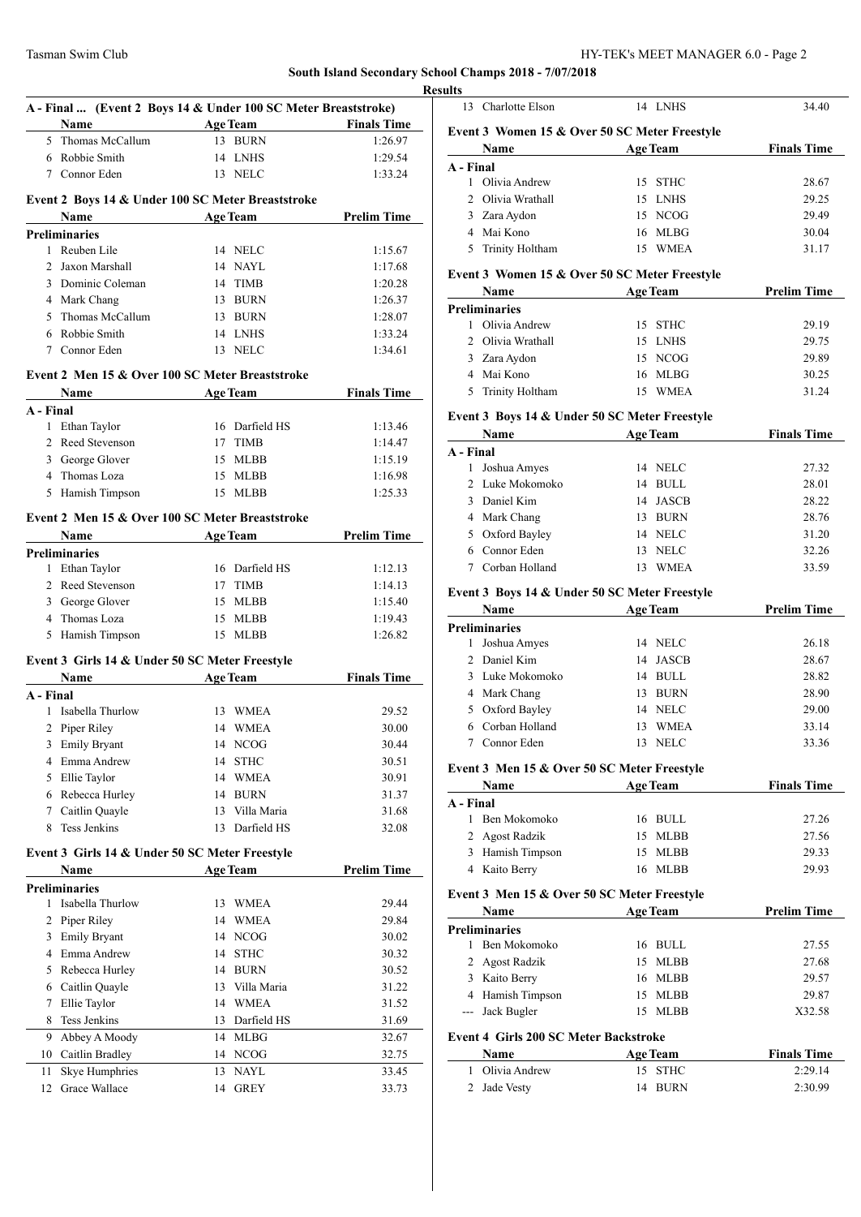**South Island Secondary School Champs 2018 - 7/07/2018**

**Results**

### A - Final ... (Event 2 Boys 14 & Under 100 SC Meter Breaststroke)

| | Name | Age | Team | Finals Time |
|---|---|---|---|---|
| 5 | Thomas McCallum | 13 | BURN | 1:26.97 |
| 6 | Robbie Smith | 14 | LNHS | 1:29.54 |
| 7 | Connor Eden | 13 | NELC | 1:33.24 |

### Event 2 Boys 14 & Under 100 SC Meter Breaststroke

| | Name | Age | Team | Prelim Time |
|---|---|---|---|---|
| **Preliminaries** | | | | |
| 1 | Reuben Lile | 14 | NELC | 1:15.67 |
| 2 | Jaxon Marshall | 14 | NAYL | 1:17.68 |
| 3 | Dominic Coleman | 14 | TIMB | 1:20.28 |
| 4 | Mark Chang | 13 | BURN | 1:26.37 |
| 5 | Thomas McCallum | 13 | BURN | 1:28.07 |
| 6 | Robbie Smith | 14 | LNHS | 1:33.24 |
| 7 | Connor Eden | 13 | NELC | 1:34.61 |

### Event 2 Men 15 & Over 100 SC Meter Breaststroke

| | Name | Age | Team | Finals Time |
|---|---|---|---|---|
| **A - Final** | | | | |
| 1 | Ethan Taylor | 16 | Darfield HS | 1:13.46 |
| 2 | Reed Stevenson | 17 | TIMB | 1:14.47 |
| 3 | George Glover | 15 | MLBB | 1:15.19 |
| 4 | Thomas Loza | 15 | MLBB | 1:16.98 |
| 5 | Hamish Timpson | 15 | MLBB | 1:25.33 |

### Event 2 Men 15 & Over 100 SC Meter Breaststroke

| | Name | Age | Team | Prelim Time |
|---|---|---|---|---|
| **Preliminaries** | | | | |
| 1 | Ethan Taylor | 16 | Darfield HS | 1:12.13 |
| 2 | Reed Stevenson | 17 | TIMB | 1:14.13 |
| 3 | George Glover | 15 | MLBB | 1:15.40 |
| 4 | Thomas Loza | 15 | MLBB | 1:19.43 |
| 5 | Hamish Timpson | 15 | MLBB | 1:26.82 |

### Event 3 Girls 14 & Under 50 SC Meter Freestyle

| | Name | Age | Team | Finals Time |
|---|---|---|---|---|
| **A - Final** | | | | |
| 1 | Isabella Thurlow | 13 | WMEA | 29.52 |
| 2 | Piper Riley | 14 | WMEA | 30.00 |
| 3 | Emily Bryant | 14 | NCOG | 30.44 |
| 4 | Emma Andrew | 14 | STHC | 30.51 |
| 5 | Ellie Taylor | 14 | WMEA | 30.91 |
| 6 | Rebecca Hurley | 14 | BURN | 31.37 |
| 7 | Caitlin Quayle | 13 | Villa Maria | 31.68 |
| 8 | Tess Jenkins | 13 | Darfield HS | 32.08 |

### Event 3 Girls 14 & Under 50 SC Meter Freestyle

| | Name | Age | Team | Prelim Time |
|---|---|---|---|---|
| **Preliminaries** | | | | |
| 1 | Isabella Thurlow | 13 | WMEA | 29.44 |
| 2 | Piper Riley | 14 | WMEA | 29.84 |
| 3 | Emily Bryant | 14 | NCOG | 30.02 |
| 4 | Emma Andrew | 14 | STHC | 30.32 |
| 5 | Rebecca Hurley | 14 | BURN | 30.52 |
| 6 | Caitlin Quayle | 13 | Villa Maria | 31.22 |
| 7 | Ellie Taylor | 14 | WMEA | 31.52 |
| 8 | Tess Jenkins | 13 | Darfield HS | 31.69 |
| 9 | Abbey A Moody | 14 | MLBG | 32.67 |
| 10 | Caitlin Bradley | 14 | NCOG | 32.75 |
| 11 | Skye Humphries | 13 | NAYL | 33.45 |
| 12 | Grace Wallace | 14 | GREY | 33.73 |
| 13 | Charlotte Elson | 14 | LNHS | 34.40 |

### Event 3 Women 15 & Over 50 SC Meter Freestyle

| | Name | Age | Team | Finals Time |
|---|---|---|---|---|
| **A - Final** | | | | |
| 1 | Olivia Andrew | 15 | STHC | 28.67 |
| 2 | Olivia Wrathall | 15 | LNHS | 29.25 |
| 3 | Zara Aydon | 15 | NCOG | 29.49 |
| 4 | Mai Kono | 16 | MLBG | 30.04 |
| 5 | Trinity Holtham | 15 | WMEA | 31.17 |

### Event 3 Women 15 & Over 50 SC Meter Freestyle

| | Name | Age | Team | Prelim Time |
|---|---|---|---|---|
| **Preliminaries** | | | | |
| 1 | Olivia Andrew | 15 | STHC | 29.19 |
| 2 | Olivia Wrathall | 15 | LNHS | 29.75 |
| 3 | Zara Aydon | 15 | NCOG | 29.89 |
| 4 | Mai Kono | 16 | MLBG | 30.25 |
| 5 | Trinity Holtham | 15 | WMEA | 31.24 |

### Event 3 Boys 14 & Under 50 SC Meter Freestyle

| | Name | Age | Team | Finals Time |
|---|---|---|---|---|
| **A - Final** | | | | |
| 1 | Joshua Amyes | 14 | NELC | 27.32 |
| 2 | Luke Mokomoko | 14 | BULL | 28.01 |
| 3 | Daniel Kim | 14 | JASCB | 28.22 |
| 4 | Mark Chang | 13 | BURN | 28.76 |
| 5 | Oxford Bayley | 14 | NELC | 31.20 |
| 6 | Connor Eden | 13 | NELC | 32.26 |
| 7 | Corban Holland | 13 | WMEA | 33.59 |

### Event 3 Boys 14 & Under 50 SC Meter Freestyle

| | Name | Age | Team | Prelim Time |
|---|---|---|---|---|
| **Preliminaries** | | | | |
| 1 | Joshua Amyes | 14 | NELC | 26.18 |
| 2 | Daniel Kim | 14 | JASCB | 28.67 |
| 3 | Luke Mokomoko | 14 | BULL | 28.82 |
| 4 | Mark Chang | 13 | BURN | 28.90 |
| 5 | Oxford Bayley | 14 | NELC | 29.00 |
| 6 | Corban Holland | 13 | WMEA | 33.14 |
| 7 | Connor Eden | 13 | NELC | 33.36 |

### Event 3 Men 15 & Over 50 SC Meter Freestyle

| | Name | Age | Team | Finals Time |
|---|---|---|---|---|
| **A - Final** | | | | |
| 1 | Ben Mokomoko | 16 | BULL | 27.26 |
| 2 | Agost Radzik | 15 | MLBB | 27.56 |
| 3 | Hamish Timpson | 15 | MLBB | 29.33 |
| 4 | Kaito Berry | 16 | MLBB | 29.93 |

### Event 3 Men 15 & Over 50 SC Meter Freestyle

| | Name | Age | Team | Prelim Time |
|---|---|---|---|---|
| **Preliminaries** | | | | |
| 1 | Ben Mokomoko | 16 | BULL | 27.55 |
| 2 | Agost Radzik | 15 | MLBB | 27.68 |
| 3 | Kaito Berry | 16 | MLBB | 29.57 |
| 4 | Hamish Timpson | 15 | MLBB | 29.87 |
| --- | Jack Bugler | 15 | MLBB | X32.58 |

### Event 4 Girls 200 SC Meter Backstroke

| | Name | Age | Team | Finals Time |
|---|---|---|---|---|
| 1 | Olivia Andrew | 15 | STHC | 2:29.14 |
| 2 | Jade Vesty | 14 | BURN | 2:30.99 |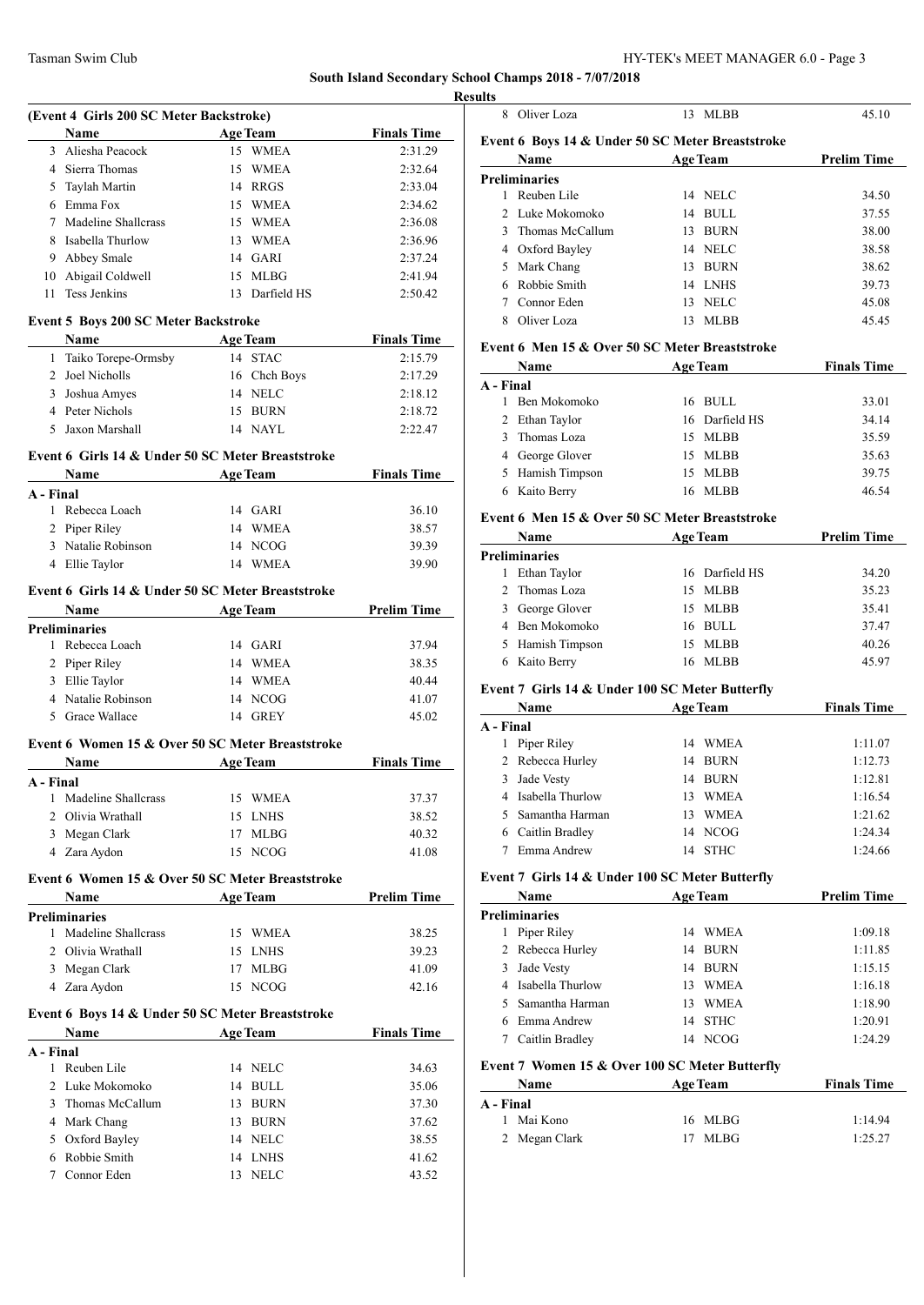# South Island Secondary School Champs 2018 - 7/07/2018

## Results

### (Event 4 Girls 200 SC Meter Backstroke)

| | Name | Age | Team | Finals Time |
|---|---|---|---|---|
| 3 | Aliesha Peacock | 15 | WMEA | 2:31.29 |
| 4 | Sierra Thomas | 15 | WMEA | 2:32.64 |
| 5 | Taylah Martin | 14 | RRGS | 2:33.04 |
| 6 | Emma Fox | 15 | WMEA | 2:34.62 |
| 7 | Madeline Shallcrass | 15 | WMEA | 2:36.08 |
| 8 | Isabella Thurlow | 13 | WMEA | 2:36.96 |
| 9 | Abbey Smale | 14 | GARI | 2:37.24 |
| 10 | Abigail Coldwell | 15 | MLBG | 2:41.94 |
| 11 | Tess Jenkins | 13 | Darfield HS | 2:50.42 |

### Event 5 Boys 200 SC Meter Backstroke

| | Name | Age | Team | Finals Time |
|---|---|---|---|---|
| 1 | Taiko Torepe-Ormsby | 14 | STAC | 2:15.79 |
| 2 | Joel Nicholls | 16 | Chch Boys | 2:17.29 |
| 3 | Joshua Amyes | 14 | NELC | 2:18.12 |
| 4 | Peter Nichols | 15 | BURN | 2:18.72 |
| 5 | Jaxon Marshall | 14 | NAYL | 2:22.47 |

### Event 6 Girls 14 & Under 50 SC Meter Breaststroke

| | Name | Age | Team | Finals Time |
|---|---|---|---|---|
| **A - Final** | | | | |
| 1 | Rebecca Loach | 14 | GARI | 36.10 |
| 2 | Piper Riley | 14 | WMEA | 38.57 |
| 3 | Natalie Robinson | 14 | NCOG | 39.39 |
| 4 | Ellie Taylor | 14 | WMEA | 39.90 |

### Event 6 Girls 14 & Under 50 SC Meter Breaststroke

| | Name | Age | Team | Prelim Time |
|---|---|---|---|---|
| **Preliminaries** | | | | |
| 1 | Rebecca Loach | 14 | GARI | 37.94 |
| 2 | Piper Riley | 14 | WMEA | 38.35 |
| 3 | Ellie Taylor | 14 | WMEA | 40.44 |
| 4 | Natalie Robinson | 14 | NCOG | 41.07 |
| 5 | Grace Wallace | 14 | GREY | 45.02 |

### Event 6 Women 15 & Over 50 SC Meter Breaststroke

| | Name | Age | Team | Finals Time |
|---|---|---|---|---|
| **A - Final** | | | | |
| 1 | Madeline Shallcrass | 15 | WMEA | 37.37 |
| 2 | Olivia Wrathall | 15 | LNHS | 38.52 |
| 3 | Megan Clark | 17 | MLBG | 40.32 |
| 4 | Zara Aydon | 15 | NCOG | 41.08 |

### Event 6 Women 15 & Over 50 SC Meter Breaststroke

| | Name | Age | Team | Prelim Time |
|---|---|---|---|---|
| **Preliminaries** | | | | |
| 1 | Madeline Shallcrass | 15 | WMEA | 38.25 |
| 2 | Olivia Wrathall | 15 | LNHS | 39.23 |
| 3 | Megan Clark | 17 | MLBG | 41.09 |
| 4 | Zara Aydon | 15 | NCOG | 42.16 |

### Event 6 Boys 14 & Under 50 SC Meter Breaststroke

| | Name | Age | Team | Finals Time |
|---|---|---|---|---|
| **A - Final** | | | | |
| 1 | Reuben Lile | 14 | NELC | 34.63 |
| 2 | Luke Mokomoko | 14 | BULL | 35.06 |
| 3 | Thomas McCallum | 13 | BURN | 37.30 |
| 4 | Mark Chang | 13 | BURN | 37.62 |
| 5 | Oxford Bayley | 14 | NELC | 38.55 |
| 6 | Robbie Smith | 14 | LNHS | 41.62 |
| 7 | Connor Eden | 13 | NELC | 43.52 |
| 8 | Oliver Loza | 13 | MLBB | 45.10 |

### Event 6 Boys 14 & Under 50 SC Meter Breaststroke

| | Name | Age | Team | Prelim Time |
|---|---|---|---|---|
| **Preliminaries** | | | | |
| 1 | Reuben Lile | 14 | NELC | 34.50 |
| 2 | Luke Mokomoko | 14 | BULL | 37.55 |
| 3 | Thomas McCallum | 13 | BURN | 38.00 |
| 4 | Oxford Bayley | 14 | NELC | 38.58 |
| 5 | Mark Chang | 13 | BURN | 38.62 |
| 6 | Robbie Smith | 14 | LNHS | 39.73 |
| 7 | Connor Eden | 13 | NELC | 45.08 |
| 8 | Oliver Loza | 13 | MLBB | 45.45 |

### Event 6 Men 15 & Over 50 SC Meter Breaststroke

| | Name | Age | Team | Finals Time |
|---|---|---|---|---|
| **A - Final** | | | | |
| 1 | Ben Mokomoko | 16 | BULL | 33.01 |
| 2 | Ethan Taylor | 16 | Darfield HS | 34.14 |
| 3 | Thomas Loza | 15 | MLBB | 35.59 |
| 4 | George Glover | 15 | MLBB | 35.63 |
| 5 | Hamish Timpson | 15 | MLBB | 39.75 |
| 6 | Kaito Berry | 16 | MLBB | 46.54 |

### Event 6 Men 15 & Over 50 SC Meter Breaststroke

| | Name | Age | Team | Prelim Time |
|---|---|---|---|---|
| **Preliminaries** | | | | |
| 1 | Ethan Taylor | 16 | Darfield HS | 34.20 |
| 2 | Thomas Loza | 15 | MLBB | 35.23 |
| 3 | George Glover | 15 | MLBB | 35.41 |
| 4 | Ben Mokomoko | 16 | BULL | 37.47 |
| 5 | Hamish Timpson | 15 | MLBB | 40.26 |
| 6 | Kaito Berry | 16 | MLBB | 45.97 |

### Event 7 Girls 14 & Under 100 SC Meter Butterfly

| | Name | Age | Team | Finals Time |
|---|---|---|---|---|
| **A - Final** | | | | |
| 1 | Piper Riley | 14 | WMEA | 1:11.07 |
| 2 | Rebecca Hurley | 14 | BURN | 1:12.73 |
| 3 | Jade Vesty | 14 | BURN | 1:12.81 |
| 4 | Isabella Thurlow | 13 | WMEA | 1:16.54 |
| 5 | Samantha Harman | 13 | WMEA | 1:21.62 |
| 6 | Caitlin Bradley | 14 | NCOG | 1:24.34 |
| 7 | Emma Andrew | 14 | STHC | 1:24.66 |

### Event 7 Girls 14 & Under 100 SC Meter Butterfly

| | Name | Age | Team | Prelim Time |
|---|---|---|---|---|
| **Preliminaries** | | | | |
| 1 | Piper Riley | 14 | WMEA | 1:09.18 |
| 2 | Rebecca Hurley | 14 | BURN | 1:11.85 |
| 3 | Jade Vesty | 14 | BURN | 1:15.15 |
| 4 | Isabella Thurlow | 13 | WMEA | 1:16.18 |
| 5 | Samantha Harman | 13 | WMEA | 1:18.90 |
| 6 | Emma Andrew | 14 | STHC | 1:20.91 |
| 7 | Caitlin Bradley | 14 | NCOG | 1:24.29 |

### Event 7 Women 15 & Over 100 SC Meter Butterfly

| | Name | Age | Team | Finals Time |
|---|---|---|---|---|
| **A - Final** | | | | |
| 1 | Mai Kono | 16 | MLBG | 1:14.94 |
| 2 | Megan Clark | 17 | MLBG | 1:25.27 |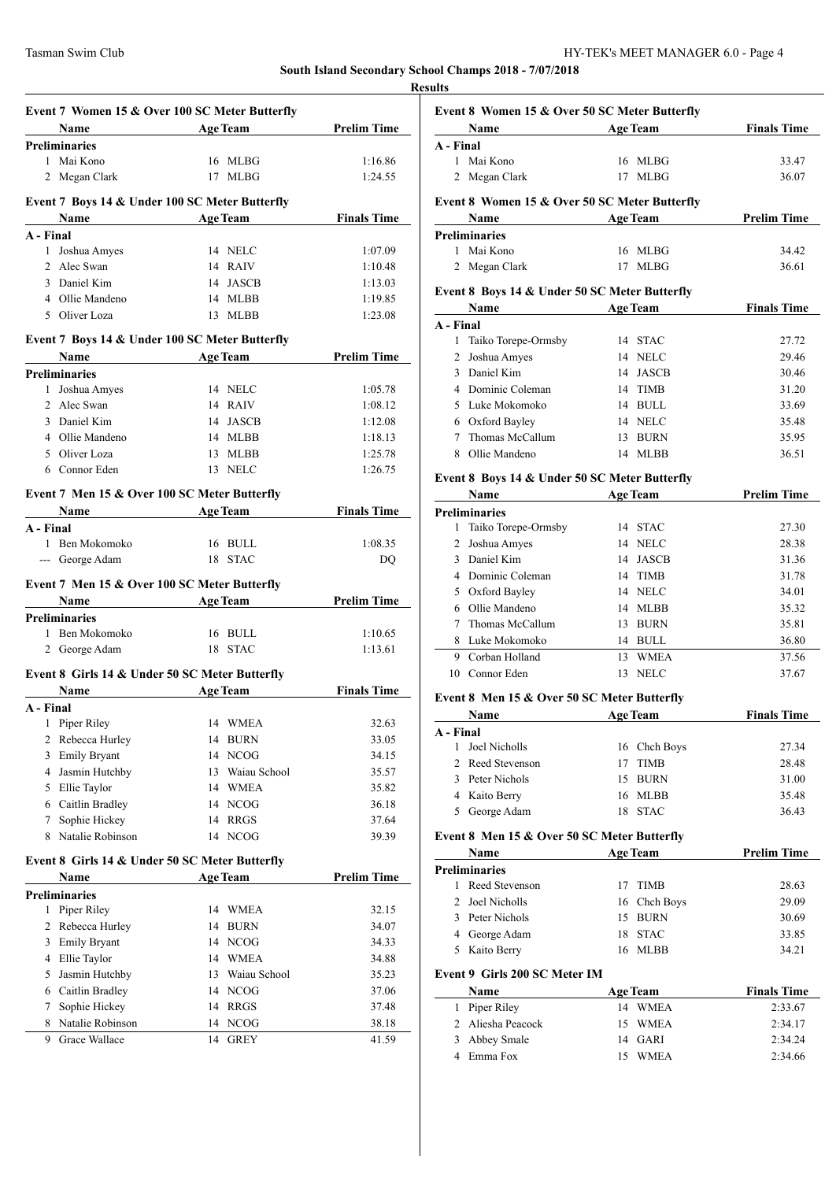**South Island Secondary School Champs 2018 - 7/07/2018**

**Results**

### Event 7 Women 15 & Over 100 SC Meter Butterfly

| | Name | Age | Team | Prelim Time |
|---|---|---|---|---|
| **Preliminaries** | | | | |
| 1 | Mai Kono | 16 | MLBG | 1:16.86 |
| 2 | Megan Clark | 17 | MLBG | 1:24.55 |

### Event 7 Boys 14 & Under 100 SC Meter Butterfly

| | Name | Age | Team | Finals Time |
|---|---|---|---|---|
| **A - Final** | | | | |
| 1 | Joshua Amyes | 14 | NELC | 1:07.09 |
| 2 | Alec Swan | 14 | RAIV | 1:10.48 |
| 3 | Daniel Kim | 14 | JASCB | 1:13.03 |
| 4 | Ollie Mandeno | 14 | MLBB | 1:19.85 |
| 5 | Oliver Loza | 13 | MLBB | 1:23.08 |

### Event 7 Boys 14 & Under 100 SC Meter Butterfly

| | Name | Age | Team | Prelim Time |
|---|---|---|---|---|
| **Preliminaries** | | | | |
| 1 | Joshua Amyes | 14 | NELC | 1:05.78 |
| 2 | Alec Swan | 14 | RAIV | 1:08.12 |
| 3 | Daniel Kim | 14 | JASCB | 1:12.08 |
| 4 | Ollie Mandeno | 14 | MLBB | 1:18.13 |
| 5 | Oliver Loza | 13 | MLBB | 1:25.78 |
| 6 | Connor Eden | 13 | NELC | 1:26.75 |

### Event 7 Men 15 & Over 100 SC Meter Butterfly

| | Name | Age | Team | Finals Time |
|---|---|---|---|---|
| **A - Final** | | | | |
| 1 | Ben Mokomoko | 16 | BULL | 1:08.35 |
| --- | George Adam | 18 | STAC | DQ |

### Event 7 Men 15 & Over 100 SC Meter Butterfly

| | Name | Age | Team | Prelim Time |
|---|---|---|---|---|
| **Preliminaries** | | | | |
| 1 | Ben Mokomoko | 16 | BULL | 1:10.65 |
| 2 | George Adam | 18 | STAC | 1:13.61 |

### Event 8 Girls 14 & Under 50 SC Meter Butterfly

| | Name | Age | Team | Finals Time |
|---|---|---|---|---|
| **A - Final** | | | | |
| 1 | Piper Riley | 14 | WMEA | 32.63 |
| 2 | Rebecca Hurley | 14 | BURN | 33.05 |
| 3 | Emily Bryant | 14 | NCOG | 34.15 |
| 4 | Jasmin Hutchby | 13 | Waiau School | 35.57 |
| 5 | Ellie Taylor | 14 | WMEA | 35.82 |
| 6 | Caitlin Bradley | 14 | NCOG | 36.18 |
| 7 | Sophie Hickey | 14 | RRGS | 37.64 |
| 8 | Natalie Robinson | 14 | NCOG | 39.39 |

### Event 8 Girls 14 & Under 50 SC Meter Butterfly

| | Name | Age | Team | Prelim Time |
|---|---|---|---|---|
| **Preliminaries** | | | | |
| 1 | Piper Riley | 14 | WMEA | 32.15 |
| 2 | Rebecca Hurley | 14 | BURN | 34.07 |
| 3 | Emily Bryant | 14 | NCOG | 34.33 |
| 4 | Ellie Taylor | 14 | WMEA | 34.88 |
| 5 | Jasmin Hutchby | 13 | Waiau School | 35.23 |
| 6 | Caitlin Bradley | 14 | NCOG | 37.06 |
| 7 | Sophie Hickey | 14 | RRGS | 37.48 |
| 8 | Natalie Robinson | 14 | NCOG | 38.18 |
| 9 | Grace Wallace | 14 | GREY | 41.59 |

### Event 8 Women 15 & Over 50 SC Meter Butterfly

| | Name | Age | Team | Finals Time |
|---|---|---|---|---|
| **A - Final** | | | | |
| 1 | Mai Kono | 16 | MLBG | 33.47 |
| 2 | Megan Clark | 17 | MLBG | 36.07 |

### Event 8 Women 15 & Over 50 SC Meter Butterfly

| | Name | Age | Team | Prelim Time |
|---|---|---|---|---|
| **Preliminaries** | | | | |
| 1 | Mai Kono | 16 | MLBG | 34.42 |
| 2 | Megan Clark | 17 | MLBG | 36.61 |

### Event 8 Boys 14 & Under 50 SC Meter Butterfly

| | Name | Age | Team | Finals Time |
|---|---|---|---|---|
| **A - Final** | | | | |
| 1 | Taiko Torepe-Ormsby | 14 | STAC | 27.72 |
| 2 | Joshua Amyes | 14 | NELC | 29.46 |
| 3 | Daniel Kim | 14 | JASCB | 30.46 |
| 4 | Dominic Coleman | 14 | TIMB | 31.20 |
| 5 | Luke Mokomoko | 14 | BULL | 33.69 |
| 6 | Oxford Bayley | 14 | NELC | 35.48 |
| 7 | Thomas McCallum | 13 | BURN | 35.95 |
| 8 | Ollie Mandeno | 14 | MLBB | 36.51 |

### Event 8 Boys 14 & Under 50 SC Meter Butterfly

| | Name | Age | Team | Prelim Time |
|---|---|---|---|---|
| **Preliminaries** | | | | |
| 1 | Taiko Torepe-Ormsby | 14 | STAC | 27.30 |
| 2 | Joshua Amyes | 14 | NELC | 28.38 |
| 3 | Daniel Kim | 14 | JASCB | 31.36 |
| 4 | Dominic Coleman | 14 | TIMB | 31.78 |
| 5 | Oxford Bayley | 14 | NELC | 34.01 |
| 6 | Ollie Mandeno | 14 | MLBB | 35.32 |
| 7 | Thomas McCallum | 13 | BURN | 35.81 |
| 8 | Luke Mokomoko | 14 | BULL | 36.80 |
| 9 | Corban Holland | 13 | WMEA | 37.56 |
| 10 | Connor Eden | 13 | NELC | 37.67 |

### Event 8 Men 15 & Over 50 SC Meter Butterfly

| | Name | Age | Team | Finals Time |
|---|---|---|---|---|
| **A - Final** | | | | |
| 1 | Joel Nicholls | 16 | Chch Boys | 27.34 |
| 2 | Reed Stevenson | 17 | TIMB | 28.48 |
| 3 | Peter Nichols | 15 | BURN | 31.00 |
| 4 | Kaito Berry | 16 | MLBB | 35.48 |
| 5 | George Adam | 18 | STAC | 36.43 |

### Event 8 Men 15 & Over 50 SC Meter Butterfly

| | Name | Age | Team | Prelim Time |
|---|---|---|---|---|
| **Preliminaries** | | | | |
| 1 | Reed Stevenson | 17 | TIMB | 28.63 |
| 2 | Joel Nicholls | 16 | Chch Boys | 29.09 |
| 3 | Peter Nichols | 15 | BURN | 30.69 |
| 4 | George Adam | 18 | STAC | 33.85 |
| 5 | Kaito Berry | 16 | MLBB | 34.21 |

### Event 9 Girls 200 SC Meter IM

| | Name | Age | Team | Finals Time |
|---|---|---|---|---|
| 1 | Piper Riley | 14 | WMEA | 2:33.67 |
| 2 | Aliesha Peacock | 15 | WMEA | 2:34.17 |
| 3 | Abbey Smale | 14 | GARI | 2:34.24 |
| 4 | Emma Fox | 15 | WMEA | 2:34.66 |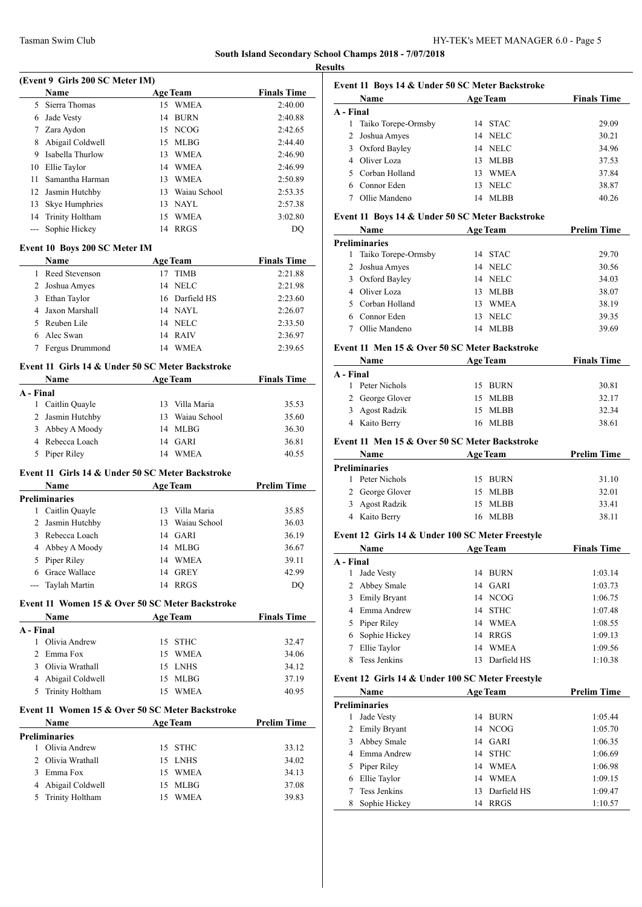**South Island Secondary School Champs 2018 - 7/07/2018**

**Results**

### (Event 9 Girls 200 SC Meter IM)

| | Name | Age | Team | Finals Time |
|---|---|---|---|---|
| 5 | Sierra Thomas | 15 | WMEA | 2:40.00 |
| 6 | Jade Vesty | 14 | BURN | 2:40.88 |
| 7 | Zara Aydon | 15 | NCOG | 2:42.65 |
| 8 | Abigail Coldwell | 15 | MLBG | 2:44.40 |
| 9 | Isabella Thurlow | 13 | WMEA | 2:46.90 |
| 10 | Ellie Taylor | 14 | WMEA | 2:46.99 |
| 11 | Samantha Harman | 13 | WMEA | 2:50.89 |
| 12 | Jasmin Hutchby | 13 | Waiau School | 2:53.35 |
| 13 | Skye Humphries | 13 | NAYL | 2:57.38 |
| 14 | Trinity Holtham | 15 | WMEA | 3:02.80 |
| --- | Sophie Hickey | 14 | RRGS | DQ |

### Event 10 Boys 200 SC Meter IM

| | Name | Age | Team | Finals Time |
|---|---|---|---|---|
| 1 | Reed Stevenson | 17 | TIMB | 2:21.88 |
| 2 | Joshua Amyes | 14 | NELC | 2:21.98 |
| 3 | Ethan Taylor | 16 | Darfield HS | 2:23.60 |
| 4 | Jaxon Marshall | 14 | NAYL | 2:26.07 |
| 5 | Reuben Lile | 14 | NELC | 2:33.50 |
| 6 | Alec Swan | 14 | RAIV | 2:36.97 |
| 7 | Fergus Drummond | 14 | WMEA | 2:39.65 |

### Event 11 Girls 14 & Under 50 SC Meter Backstroke

| | Name | Age | Team | Finals Time |
|---|---|---|---|---|
| **A - Final** | | | | |
| 1 | Caitlin Quayle | 13 | Villa Maria | 35.53 |
| 2 | Jasmin Hutchby | 13 | Waiau School | 35.60 |
| 3 | Abbey A Moody | 14 | MLBG | 36.30 |
| 4 | Rebecca Loach | 14 | GARI | 36.81 |
| 5 | Piper Riley | 14 | WMEA | 40.55 |

### Event 11 Girls 14 & Under 50 SC Meter Backstroke

| | Name | Age | Team | Prelim Time |
|---|---|---|---|---|
| **Preliminaries** | | | | |
| 1 | Caitlin Quayle | 13 | Villa Maria | 35.85 |
| 2 | Jasmin Hutchby | 13 | Waiau School | 36.03 |
| 3 | Rebecca Loach | 14 | GARI | 36.19 |
| 4 | Abbey A Moody | 14 | MLBG | 36.67 |
| 5 | Piper Riley | 14 | WMEA | 39.11 |
| 6 | Grace Wallace | 14 | GREY | 42.99 |
| --- | Taylah Martin | 14 | RRGS | DQ |

### Event 11 Women 15 & Over 50 SC Meter Backstroke

| | Name | Age | Team | Finals Time |
|---|---|---|---|---|
| **A - Final** | | | | |
| 1 | Olivia Andrew | 15 | STHC | 32.47 |
| 2 | Emma Fox | 15 | WMEA | 34.06 |
| 3 | Olivia Wrathall | 15 | LNHS | 34.12 |
| 4 | Abigail Coldwell | 15 | MLBG | 37.19 |
| 5 | Trinity Holtham | 15 | WMEA | 40.95 |

### Event 11 Women 15 & Over 50 SC Meter Backstroke

| | Name | Age | Team | Prelim Time |
|---|---|---|---|---|
| **Preliminaries** | | | | |
| 1 | Olivia Andrew | 15 | STHC | 33.12 |
| 2 | Olivia Wrathall | 15 | LNHS | 34.02 |
| 3 | Emma Fox | 15 | WMEA | 34.13 |
| 4 | Abigail Coldwell | 15 | MLBG | 37.08 |
| 5 | Trinity Holtham | 15 | WMEA | 39.83 |

### Event 11 Boys 14 & Under 50 SC Meter Backstroke

| | Name | Age | Team | Finals Time |
|---|---|---|---|---|
| **A - Final** | | | | |
| 1 | Taiko Torepe-Ormsby | 14 | STAC | 29.09 |
| 2 | Joshua Amyes | 14 | NELC | 30.21 |
| 3 | Oxford Bayley | 14 | NELC | 34.96 |
| 4 | Oliver Loza | 13 | MLBB | 37.53 |
| 5 | Corban Holland | 13 | WMEA | 37.84 |
| 6 | Connor Eden | 13 | NELC | 38.87 |
| 7 | Ollie Mandeno | 14 | MLBB | 40.26 |

### Event 11 Boys 14 & Under 50 SC Meter Backstroke

| | Name | Age | Team | Prelim Time |
|---|---|---|---|---|
| **Preliminaries** | | | | |
| 1 | Taiko Torepe-Ormsby | 14 | STAC | 29.70 |
| 2 | Joshua Amyes | 14 | NELC | 30.56 |
| 3 | Oxford Bayley | 14 | NELC | 34.03 |
| 4 | Oliver Loza | 13 | MLBB | 38.07 |
| 5 | Corban Holland | 13 | WMEA | 38.19 |
| 6 | Connor Eden | 13 | NELC | 39.35 |
| 7 | Ollie Mandeno | 14 | MLBB | 39.69 |

### Event 11 Men 15 & Over 50 SC Meter Backstroke

| | Name | Age | Team | Finals Time |
|---|---|---|---|---|
| **A - Final** | | | | |
| 1 | Peter Nichols | 15 | BURN | 30.81 |
| 2 | George Glover | 15 | MLBB | 32.17 |
| 3 | Agost Radzik | 15 | MLBB | 32.34 |
| 4 | Kaito Berry | 16 | MLBB | 38.61 |

### Event 11 Men 15 & Over 50 SC Meter Backstroke

| | Name | Age | Team | Prelim Time |
|---|---|---|---|---|
| **Preliminaries** | | | | |
| 1 | Peter Nichols | 15 | BURN | 31.10 |
| 2 | George Glover | 15 | MLBB | 32.01 |
| 3 | Agost Radzik | 15 | MLBB | 33.41 |
| 4 | Kaito Berry | 16 | MLBB | 38.11 |

### Event 12 Girls 14 & Under 100 SC Meter Freestyle

| | Name | Age | Team | Finals Time |
|---|---|---|---|---|
| **A - Final** | | | | |
| 1 | Jade Vesty | 14 | BURN | 1:03.14 |
| 2 | Abbey Smale | 14 | GARI | 1:03.73 |
| 3 | Emily Bryant | 14 | NCOG | 1:06.75 |
| 4 | Emma Andrew | 14 | STHC | 1:07.48 |
| 5 | Piper Riley | 14 | WMEA | 1:08.55 |
| 6 | Sophie Hickey | 14 | RRGS | 1:09.13 |
| 7 | Ellie Taylor | 14 | WMEA | 1:09.56 |
| 8 | Tess Jenkins | 13 | Darfield HS | 1:10.38 |

### Event 12 Girls 14 & Under 100 SC Meter Freestyle

| | Name | Age | Team | Prelim Time |
|---|---|---|---|---|
| **Preliminaries** | | | | |
| 1 | Jade Vesty | 14 | BURN | 1:05.44 |
| 2 | Emily Bryant | 14 | NCOG | 1:05.70 |
| 3 | Abbey Smale | 14 | GARI | 1:06.35 |
| 4 | Emma Andrew | 14 | STHC | 1:06.69 |
| 5 | Piper Riley | 14 | WMEA | 1:06.98 |
| 6 | Ellie Taylor | 14 | WMEA | 1:09.15 |
| 7 | Tess Jenkins | 13 | Darfield HS | 1:09.47 |
| 8 | Sophie Hickey | 14 | RRGS | 1:10.57 |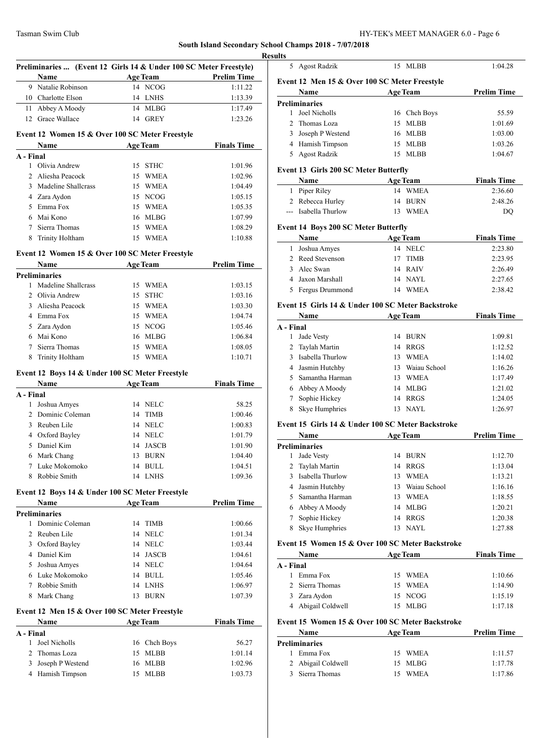## South Island Secondary School Champs 2018 - 7/07/2018

### Results

**Preliminaries ... (Event 12 Girls 14 & Under 100 SC Meter Freestyle)**

| | Name | Age | Team | Prelim Time |
|---|---|---|---|---|
| 9 | Natalie Robinson | 14 | NCOG | 1:11.22 |
| 10 | Charlotte Elson | 14 | LNHS | 1:13.39 |
| 11 | Abbey A Moody | 14 | MLBG | 1:17.49 |
| 12 | Grace Wallace | 14 | GREY | 1:23.26 |

**Event 12 Women 15 & Over 100 SC Meter Freestyle**

| | Name | Age | Team | Finals Time |
|---|---|---|---|---|
| **A - Final** | | | | |
| 1 | Olivia Andrew | 15 | STHC | 1:01.96 |
| 2 | Aliesha Peacock | 15 | WMEA | 1:02.96 |
| 3 | Madeline Shallcrass | 15 | WMEA | 1:04.49 |
| 4 | Zara Aydon | 15 | NCOG | 1:05.15 |
| 5 | Emma Fox | 15 | WMEA | 1:05.35 |
| 6 | Mai Kono | 16 | MLBG | 1:07.99 |
| 7 | Sierra Thomas | 15 | WMEA | 1:08.29 |
| 8 | Trinity Holtham | 15 | WMEA | 1:10.88 |

**Event 12 Women 15 & Over 100 SC Meter Freestyle**

| | Name | Age | Team | Prelim Time |
|---|---|---|---|---|
| **Preliminaries** | | | | |
| 1 | Madeline Shallcrass | 15 | WMEA | 1:03.15 |
| 2 | Olivia Andrew | 15 | STHC | 1:03.16 |
| 3 | Aliesha Peacock | 15 | WMEA | 1:03.30 |
| 4 | Emma Fox | 15 | WMEA | 1:04.74 |
| 5 | Zara Aydon | 15 | NCOG | 1:05.46 |
| 6 | Mai Kono | 16 | MLBG | 1:06.84 |
| 7 | Sierra Thomas | 15 | WMEA | 1:08.05 |
| 8 | Trinity Holtham | 15 | WMEA | 1:10.71 |

**Event 12 Boys 14 & Under 100 SC Meter Freestyle**

| | Name | Age | Team | Finals Time |
|---|---|---|---|---|
| **A - Final** | | | | |
| 1 | Joshua Amyes | 14 | NELC | 58.25 |
| 2 | Dominic Coleman | 14 | TIMB | 1:00.46 |
| 3 | Reuben Lile | 14 | NELC | 1:00.83 |
| 4 | Oxford Bayley | 14 | NELC | 1:01.79 |
| 5 | Daniel Kim | 14 | JASCB | 1:01.90 |
| 6 | Mark Chang | 13 | BURN | 1:04.40 |
| 7 | Luke Mokomoko | 14 | BULL | 1:04.51 |
| 8 | Robbie Smith | 14 | LNHS | 1:09.36 |

**Event 12 Boys 14 & Under 100 SC Meter Freestyle**

| | Name | Age | Team | Prelim Time |
|---|---|---|---|---|
| **Preliminaries** | | | | |
| 1 | Dominic Coleman | 14 | TIMB | 1:00.66 |
| 2 | Reuben Lile | 14 | NELC | 1:01.34 |
| 3 | Oxford Bayley | 14 | NELC | 1:03.44 |
| 4 | Daniel Kim | 14 | JASCB | 1:04.61 |
| 5 | Joshua Amyes | 14 | NELC | 1:04.64 |
| 6 | Luke Mokomoko | 14 | BULL | 1:05.46 |
| 7 | Robbie Smith | 14 | LNHS | 1:06.97 |
| 8 | Mark Chang | 13 | BURN | 1:07.39 |

**Event 12 Men 15 & Over 100 SC Meter Freestyle**

| | Name | Age | Team | Finals Time |
|---|---|---|---|---|
| **A - Final** | | | | |
| 1 | Joel Nicholls | 16 | Chch Boys | 56.27 |
| 2 | Thomas Loza | 15 | MLBB | 1:01.14 |
| 3 | Joseph P Westend | 16 | MLBB | 1:02.96 |
| 4 | Hamish Timpson | 15 | MLBB | 1:03.73 |
| 5 | Agost Radzik | 15 | MLBB | 1:04.28 |

**Event 12 Men 15 & Over 100 SC Meter Freestyle**

| | Name | Age | Team | Prelim Time |
|---|---|---|---|---|
| **Preliminaries** | | | | |
| 1 | Joel Nicholls | 16 | Chch Boys | 55.59 |
| 2 | Thomas Loza | 15 | MLBB | 1:01.69 |
| 3 | Joseph P Westend | 16 | MLBB | 1:03.00 |
| 4 | Hamish Timpson | 15 | MLBB | 1:03.26 |
| 5 | Agost Radzik | 15 | MLBB | 1:04.67 |

**Event 13 Girls 200 SC Meter Butterfly**

| | Name | Age | Team | Finals Time |
|---|---|---|---|---|
| 1 | Piper Riley | 14 | WMEA | 2:36.60 |
| 2 | Rebecca Hurley | 14 | BURN | 2:48.26 |
| --- | Isabella Thurlow | 13 | WMEA | DQ |

**Event 14 Boys 200 SC Meter Butterfly**

| | Name | Age | Team | Finals Time |
|---|---|---|---|---|
| 1 | Joshua Amyes | 14 | NELC | 2:23.80 |
| 2 | Reed Stevenson | 17 | TIMB | 2:23.95 |
| 3 | Alec Swan | 14 | RAIV | 2:26.49 |
| 4 | Jaxon Marshall | 14 | NAYL | 2:27.65 |
| 5 | Fergus Drummond | 14 | WMEA | 2:38.42 |

**Event 15 Girls 14 & Under 100 SC Meter Backstroke**

| | Name | Age | Team | Finals Time |
|---|---|---|---|---|
| **A - Final** | | | | |
| 1 | Jade Vesty | 14 | BURN | 1:09.81 |
| 2 | Taylah Martin | 14 | RRGS | 1:12.52 |
| 3 | Isabella Thurlow | 13 | WMEA | 1:14.02 |
| 4 | Jasmin Hutchby | 13 | Waiau School | 1:16.26 |
| 5 | Samantha Harman | 13 | WMEA | 1:17.49 |
| 6 | Abbey A Moody | 14 | MLBG | 1:21.02 |
| 7 | Sophie Hickey | 14 | RRGS | 1:24.05 |
| 8 | Skye Humphries | 13 | NAYL | 1:26.97 |

**Event 15 Girls 14 & Under 100 SC Meter Backstroke**

| | Name | Age | Team | Prelim Time |
|---|---|---|---|---|
| **Preliminaries** | | | | |
| 1 | Jade Vesty | 14 | BURN | 1:12.70 |
| 2 | Taylah Martin | 14 | RRGS | 1:13.04 |
| 3 | Isabella Thurlow | 13 | WMEA | 1:13.21 |
| 4 | Jasmin Hutchby | 13 | Waiau School | 1:16.16 |
| 5 | Samantha Harman | 13 | WMEA | 1:18.55 |
| 6 | Abbey A Moody | 14 | MLBG | 1:20.21 |
| 7 | Sophie Hickey | 14 | RRGS | 1:20.38 |
| 8 | Skye Humphries | 13 | NAYL | 1:27.88 |

**Event 15 Women 15 & Over 100 SC Meter Backstroke**

| | Name | Age | Team | Finals Time |
|---|---|---|---|---|
| **A - Final** | | | | |
| 1 | Emma Fox | 15 | WMEA | 1:10.66 |
| 2 | Sierra Thomas | 15 | WMEA | 1:14.90 |
| 3 | Zara Aydon | 15 | NCOG | 1:15.19 |
| 4 | Abigail Coldwell | 15 | MLBG | 1:17.18 |

**Event 15 Women 15 & Over 100 SC Meter Backstroke**

| | Name | Age | Team | Prelim Time |
|---|---|---|---|---|
| **Preliminaries** | | | | |
| 1 | Emma Fox | 15 | WMEA | 1:11.57 |
| 2 | Abigail Coldwell | 15 | MLBG | 1:17.78 |
| 3 | Sierra Thomas | 15 | WMEA | 1:17.86 |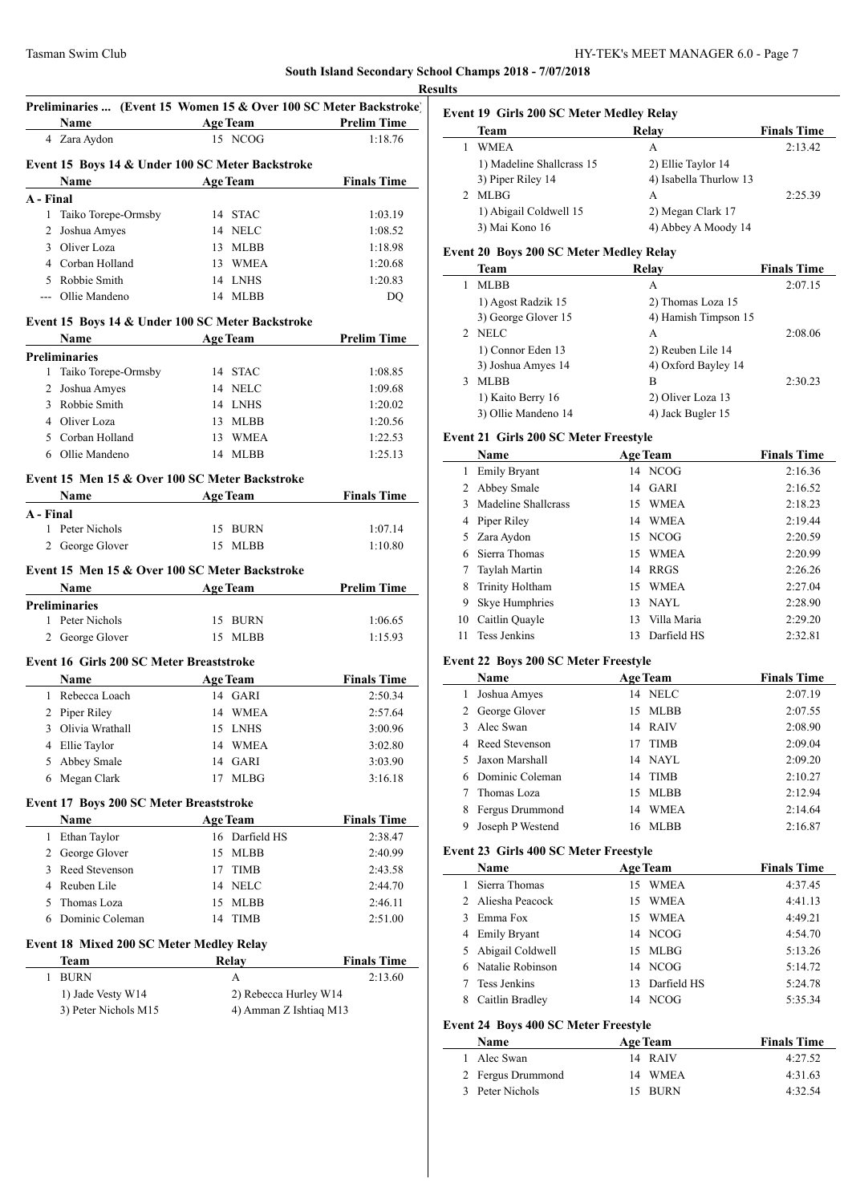**South Island Secondary School Champs 2018 - 7/07/2018**

**Results**

### Preliminaries ... (Event 15 Women 15 & Over 100 SC Meter Backstroke)

| | Name | Age | Team | Prelim Time |
|---|---|---|---|---|
| 4 | Zara Aydon | 15 | NCOG | 1:18.76 |

### Event 15 Boys 14 & Under 100 SC Meter Backstroke

| | Name | Age | Team | Finals Time |
|---|---|---|---|---|
| **A - Final** | | | | |
| 1 | Taiko Torepe-Ormsby | 14 | STAC | 1:03.19 |
| 2 | Joshua Amyes | 14 | NELC | 1:08.52 |
| 3 | Oliver Loza | 13 | MLBB | 1:18.98 |
| 4 | Corban Holland | 13 | WMEA | 1:20.68 |
| 5 | Robbie Smith | 14 | LNHS | 1:20.83 |
| --- | Ollie Mandeno | 14 | MLBB | DQ |

### Event 15 Boys 14 & Under 100 SC Meter Backstroke

| | Name | Age | Team | Prelim Time |
|---|---|---|---|---|
| **Preliminaries** | | | | |
| 1 | Taiko Torepe-Ormsby | 14 | STAC | 1:08.85 |
| 2 | Joshua Amyes | 14 | NELC | 1:09.68 |
| 3 | Robbie Smith | 14 | LNHS | 1:20.02 |
| 4 | Oliver Loza | 13 | MLBB | 1:20.56 |
| 5 | Corban Holland | 13 | WMEA | 1:22.53 |
| 6 | Ollie Mandeno | 14 | MLBB | 1:25.13 |

### Event 15 Men 15 & Over 100 SC Meter Backstroke

| | Name | Age | Team | Finals Time |
|---|---|---|---|---|
| **A - Final** | | | | |
| 1 | Peter Nichols | 15 | BURN | 1:07.14 |
| 2 | George Glover | 15 | MLBB | 1:10.80 |

### Event 15 Men 15 & Over 100 SC Meter Backstroke

| | Name | Age | Team | Prelim Time |
|---|---|---|---|---|
| **Preliminaries** | | | | |
| 1 | Peter Nichols | 15 | BURN | 1:06.65 |
| 2 | George Glover | 15 | MLBB | 1:15.93 |

### Event 16 Girls 200 SC Meter Breaststroke

| | Name | Age | Team | Finals Time |
|---|---|---|---|---|
| 1 | Rebecca Loach | 14 | GARI | 2:50.34 |
| 2 | Piper Riley | 14 | WMEA | 2:57.64 |
| 3 | Olivia Wrathall | 15 | LNHS | 3:00.96 |
| 4 | Ellie Taylor | 14 | WMEA | 3:02.80 |
| 5 | Abbey Smale | 14 | GARI | 3:03.90 |
| 6 | Megan Clark | 17 | MLBG | 3:16.18 |

### Event 17 Boys 200 SC Meter Breaststroke

| | Name | Age | Team | Finals Time |
|---|---|---|---|---|
| 1 | Ethan Taylor | 16 | Darfield HS | 2:38.47 |
| 2 | George Glover | 15 | MLBB | 2:40.99 |
| 3 | Reed Stevenson | 17 | TIMB | 2:43.58 |
| 4 | Reuben Lile | 14 | NELC | 2:44.70 |
| 5 | Thomas Loza | 15 | MLBB | 2:46.11 |
| 6 | Dominic Coleman | 14 | TIMB | 2:51.00 |

### Event 18 Mixed 200 SC Meter Medley Relay

| | Team | Relay | Finals Time |
|---|---|---|---|
| 1 | BURN | A | 2:13.60 |
| | 1) Jade Vesty W14 | 2) Rebecca Hurley W14 | |
| | 3) Peter Nichols M15 | 4) Amman Z Ishtiaq M13 | |

### Event 19 Girls 200 SC Meter Medley Relay

| | Team | Relay | Finals Time |
|---|---|---|---|
| 1 | WMEA | A | 2:13.42 |
| | 1) Madeline Shallcrass 15 | 2) Ellie Taylor 14 | |
| | 3) Piper Riley 14 | 4) Isabella Thurlow 13 | |
| 2 | MLBG | A | 2:25.39 |
| | 1) Abigail Coldwell 15 | 2) Megan Clark 17 | |
| | 3) Mai Kono 16 | 4) Abbey A Moody 14 | |

### Event 20 Boys 200 SC Meter Medley Relay

| | Team | Relay | Finals Time |
|---|---|---|---|
| 1 | MLBB | A | 2:07.15 |
| | 1) Agost Radzik 15 | 2) Thomas Loza 15 | |
| | 3) George Glover 15 | 4) Hamish Timpson 15 | |
| 2 | NELC | A | 2:08.06 |
| | 1) Connor Eden 13 | 2) Reuben Lile 14 | |
| | 3) Joshua Amyes 14 | 4) Oxford Bayley 14 | |
| 3 | MLBB | B | 2:30.23 |
| | 1) Kaito Berry 16 | 2) Oliver Loza 13 | |
| | 3) Ollie Mandeno 14 | 4) Jack Bugler 15 | |

### Event 21 Girls 200 SC Meter Freestyle

| | Name | Age | Team | Finals Time |
|---|---|---|---|---|
| 1 | Emily Bryant | 14 | NCOG | 2:16.36 |
| 2 | Abbey Smale | 14 | GARI | 2:16.52 |
| 3 | Madeline Shallcrass | 15 | WMEA | 2:18.23 |
| 4 | Piper Riley | 14 | WMEA | 2:19.44 |
| 5 | Zara Aydon | 15 | NCOG | 2:20.59 |
| 6 | Sierra Thomas | 15 | WMEA | 2:20.99 |
| 7 | Taylah Martin | 14 | RRGS | 2:26.26 |
| 8 | Trinity Holtham | 15 | WMEA | 2:27.04 |
| 9 | Skye Humphries | 13 | NAYL | 2:28.90 |
| 10 | Caitlin Quayle | 13 | Villa Maria | 2:29.20 |
| 11 | Tess Jenkins | 13 | Darfield HS | 2:32.81 |

### Event 22 Boys 200 SC Meter Freestyle

| | Name | Age | Team | Finals Time |
|---|---|---|---|---|
| 1 | Joshua Amyes | 14 | NELC | 2:07.19 |
| 2 | George Glover | 15 | MLBB | 2:07.55 |
| 3 | Alec Swan | 14 | RAIV | 2:08.90 |
| 4 | Reed Stevenson | 17 | TIMB | 2:09.04 |
| 5 | Jaxon Marshall | 14 | NAYL | 2:09.20 |
| 6 | Dominic Coleman | 14 | TIMB | 2:10.27 |
| 7 | Thomas Loza | 15 | MLBB | 2:12.94 |
| 8 | Fergus Drummond | 14 | WMEA | 2:14.64 |
| 9 | Joseph P Westend | 16 | MLBB | 2:16.87 |

### Event 23 Girls 400 SC Meter Freestyle

| | Name | Age | Team | Finals Time |
|---|---|---|---|---|
| 1 | Sierra Thomas | 15 | WMEA | 4:37.45 |
| 2 | Aliesha Peacock | 15 | WMEA | 4:41.13 |
| 3 | Emma Fox | 15 | WMEA | 4:49.21 |
| 4 | Emily Bryant | 14 | NCOG | 4:54.70 |
| 5 | Abigail Coldwell | 15 | MLBG | 5:13.26 |
| 6 | Natalie Robinson | 14 | NCOG | 5:14.72 |
| 7 | Tess Jenkins | 13 | Darfield HS | 5:24.78 |
| 8 | Caitlin Bradley | 14 | NCOG | 5:35.34 |

### Event 24 Boys 400 SC Meter Freestyle

| | Name | Age | Team | Finals Time |
|---|---|---|---|---|
| 1 | Alec Swan | 14 | RAIV | 4:27.52 |
| 2 | Fergus Drummond | 14 | WMEA | 4:31.63 |
| 3 | Peter Nichols | 15 | BURN | 4:32.54 |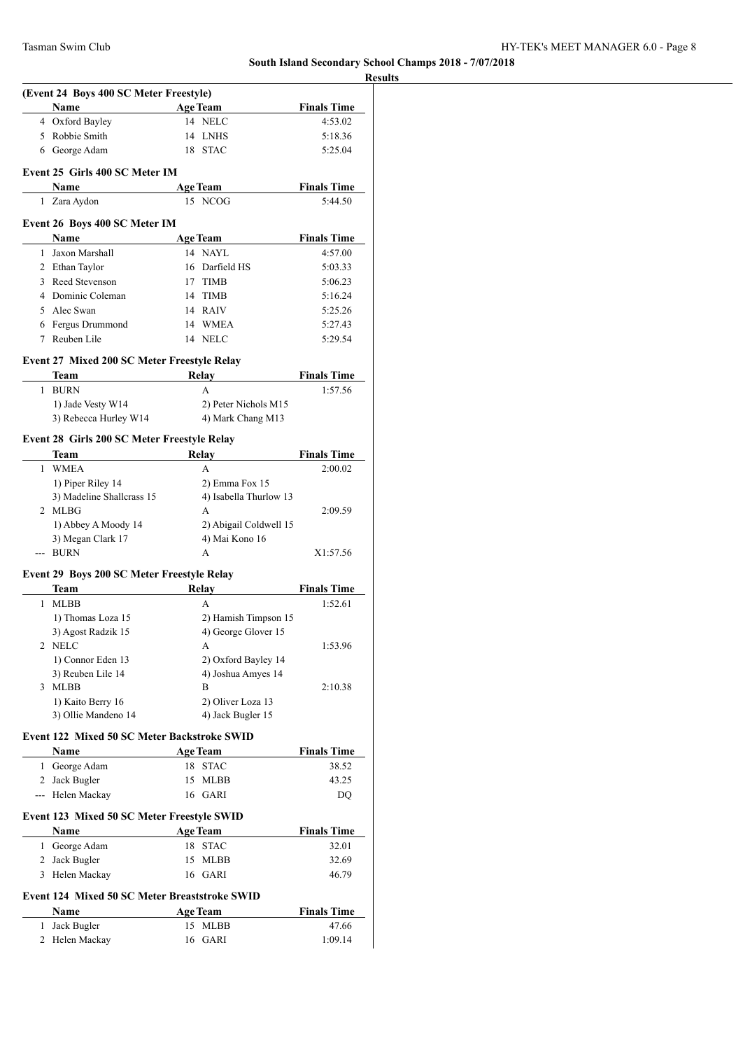**South Island Secondary School Champs 2018 - 7/07/2018**

**Results**

### (Event 24 Boys 400 SC Meter Freestyle)

| | Name | Age | Team | Finals Time |
|---|---|---|---|---|
| 4 | Oxford Bayley | 14 | NELC | 4:53.02 |
| 5 | Robbie Smith | 14 | LNHS | 5:18.36 |
| 6 | George Adam | 18 | STAC | 5:25.04 |

### Event 25 Girls 400 SC Meter IM

| | Name | Age | Team | Finals Time |
|---|---|---|---|---|
| 1 | Zara Aydon | 15 | NCOG | 5:44.50 |

### Event 26 Boys 400 SC Meter IM

| | Name | Age | Team | Finals Time |
|---|---|---|---|---|
| 1 | Jaxon Marshall | 14 | NAYL | 4:57.00 |
| 2 | Ethan Taylor | 16 | Darfield HS | 5:03.33 |
| 3 | Reed Stevenson | 17 | TIMB | 5:06.23 |
| 4 | Dominic Coleman | 14 | TIMB | 5:16.24 |
| 5 | Alec Swan | 14 | RAIV | 5:25.26 |
| 6 | Fergus Drummond | 14 | WMEA | 5:27.43 |
| 7 | Reuben Lile | 14 | NELC | 5:29.54 |

### Event 27 Mixed 200 SC Meter Freestyle Relay

| | Team | Relay | Finals Time |
|---|---|---|---|
| 1 | BURN | A | 1:57.56 |
| | 1) Jade Vesty W14 | 2) Peter Nichols M15 | |
| | 3) Rebecca Hurley W14 | 4) Mark Chang M13 | |

### Event 28 Girls 200 SC Meter Freestyle Relay

| | Team | Relay | Finals Time |
|---|---|---|---|
| 1 | WMEA | A | 2:00.02 |
| | 1) Piper Riley 14 | 2) Emma Fox 15 | |
| | 3) Madeline Shallcrass 15 | 4) Isabella Thurlow 13 | |
| 2 | MLBG | A | 2:09.59 |
| | 1) Abbey A Moody 14 | 2) Abigail Coldwell 15 | |
| | 3) Megan Clark 17 | 4) Mai Kono 16 | |
| --- | BURN | A | X1:57.56 |

### Event 29 Boys 200 SC Meter Freestyle Relay

| | Team | Relay | Finals Time |
|---|---|---|---|
| 1 | MLBB | A | 1:52.61 |
| | 1) Thomas Loza 15 | 2) Hamish Timpson 15 | |
| | 3) Agost Radzik 15 | 4) George Glover 15 | |
| 2 | NELC | A | 1:53.96 |
| | 1) Connor Eden 13 | 2) Oxford Bayley 14 | |
| | 3) Reuben Lile 14 | 4) Joshua Amyes 14 | |
| 3 | MLBB | B | 2:10.38 |
| | 1) Kaito Berry 16 | 2) Oliver Loza 13 | |
| | 3) Ollie Mandeno 14 | 4) Jack Bugler 15 | |

### Event 122 Mixed 50 SC Meter Backstroke SWID

| | Name | Age | Team | Finals Time |
|---|---|---|---|---|
| 1 | George Adam | 18 | STAC | 38.52 |
| 2 | Jack Bugler | 15 | MLBB | 43.25 |
| --- | Helen Mackay | 16 | GARI | DQ |

### Event 123 Mixed 50 SC Meter Freestyle SWID

| | Name | Age | Team | Finals Time |
|---|---|---|---|---|
| 1 | George Adam | 18 | STAC | 32.01 |
| 2 | Jack Bugler | 15 | MLBB | 32.69 |
| 3 | Helen Mackay | 16 | GARI | 46.79 |

### Event 124 Mixed 50 SC Meter Breaststroke SWID

| | Name | Age | Team | Finals Time |
|---|---|---|---|---|
| 1 | Jack Bugler | 15 | MLBB | 47.66 |
| 2 | Helen Mackay | 16 | GARI | 1:09.14 |